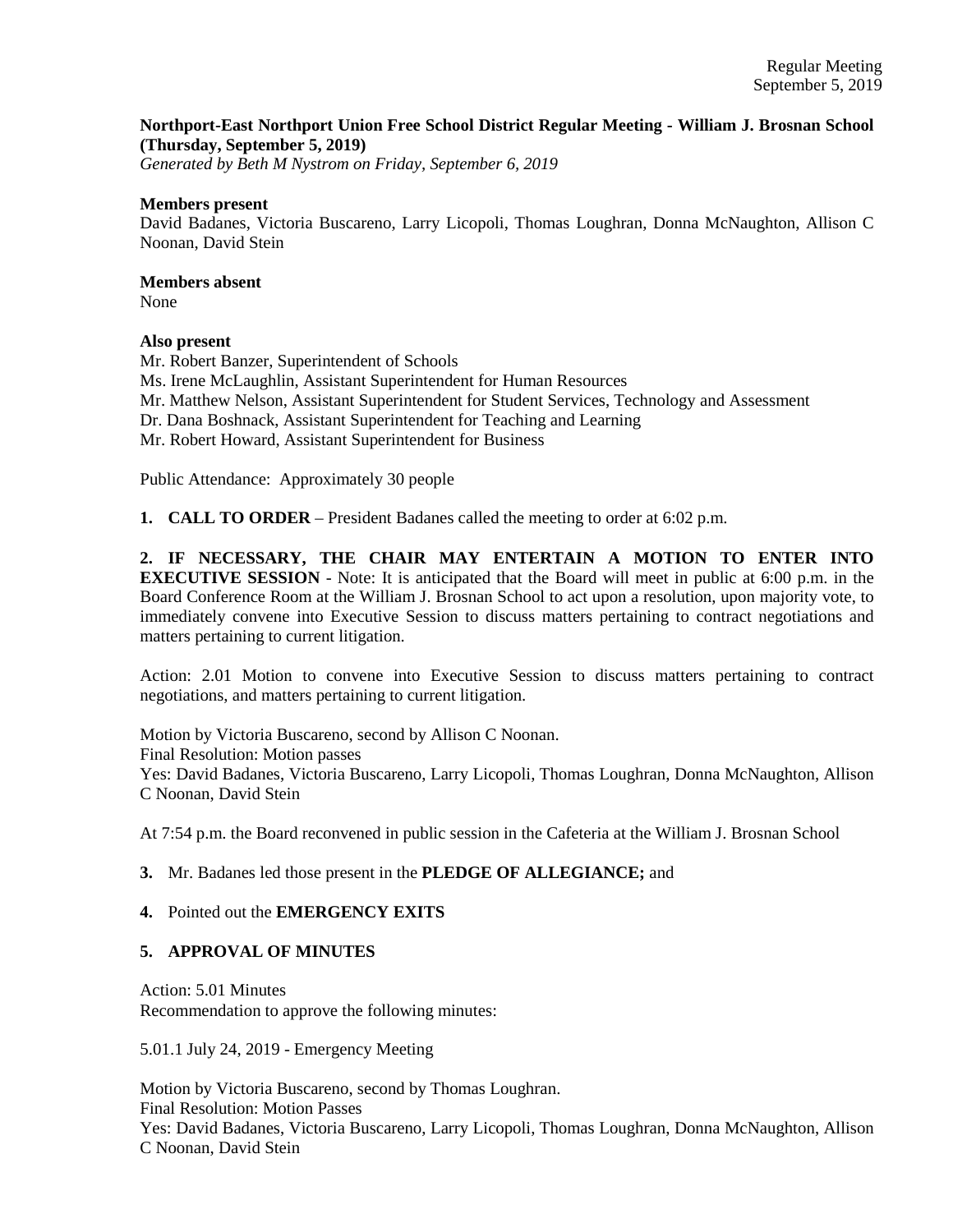Regular Meeting
September 5, 2019

**Northport-East Northport Union Free School District Regular Meeting - William J. Brosnan School (Thursday, September 5, 2019)**
*Generated by Beth M Nystrom on Friday, September 6, 2019*

**Members present**
David Badanes, Victoria Buscareno, Larry Licopoli, Thomas Loughran, Donna McNaughton, Allison C Noonan, David Stein

**Members absent**
None

**Also present**
Mr. Robert Banzer, Superintendent of Schools
Ms. Irene McLaughlin, Assistant Superintendent for Human Resources
Mr. Matthew Nelson, Assistant Superintendent for Student Services, Technology and Assessment
Dr. Dana Boshnack, Assistant Superintendent for Teaching and Learning
Mr. Robert Howard, Assistant Superintendent for Business

Public Attendance: Approximately 30 people

**1. CALL TO ORDER** – President Badanes called the meeting to order at 6:02 p.m.

**2. IF NECESSARY, THE CHAIR MAY ENTERTAIN A MOTION TO ENTER INTO EXECUTIVE SESSION** - Note: It is anticipated that the Board will meet in public at 6:00 p.m. in the Board Conference Room at the William J. Brosnan School to act upon a resolution, upon majority vote, to immediately convene into Executive Session to discuss matters pertaining to contract negotiations and matters pertaining to current litigation.

Action: 2.01 Motion to convene into Executive Session to discuss matters pertaining to contract negotiations, and matters pertaining to current litigation.

Motion by Victoria Buscareno, second by Allison C Noonan.
Final Resolution: Motion passes
Yes: David Badanes, Victoria Buscareno, Larry Licopoli, Thomas Loughran, Donna McNaughton, Allison C Noonan, David Stein

At 7:54 p.m. the Board reconvened in public session in the Cafeteria at the William J. Brosnan School

**3.** Mr. Badanes led those present in the **PLEDGE OF ALLEGIANCE;** and

**4.** Pointed out the **EMERGENCY EXITS**

**5. APPROVAL OF MINUTES**

Action: 5.01 Minutes
Recommendation to approve the following minutes:

5.01.1 July 24, 2019 - Emergency Meeting

Motion by Victoria Buscareno, second by Thomas Loughran.
Final Resolution: Motion Passes
Yes: David Badanes, Victoria Buscareno, Larry Licopoli, Thomas Loughran, Donna McNaughton, Allison C Noonan, David Stein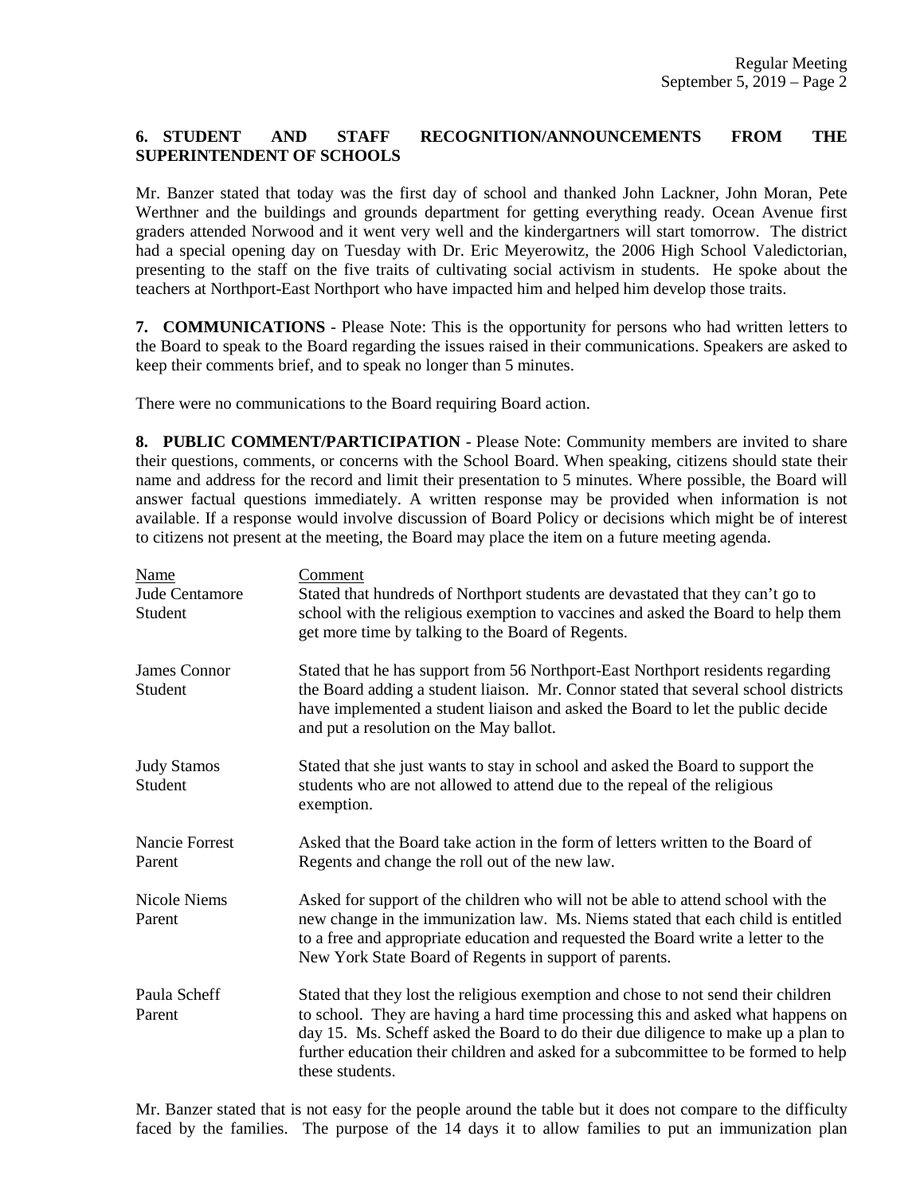### 6. STUDENT AND STAFF RECOGNITION/ANNOUNCEMENTS FROM THE SUPERINTENDENT OF SCHOOLS

Mr. Banzer stated that today was the first day of school and thanked John Lackner, John Moran, Pete Werthner and the buildings and grounds department for getting everything ready. Ocean Avenue first graders attended Norwood and it went very well and the kindergartners will start tomorrow. The district had a special opening day on Tuesday with Dr. Eric Meyerowitz, the 2006 High School Valedictorian, presenting to the staff on the five traits of cultivating social activism in students. He spoke about the teachers at Northport-East Northport who have impacted him and helped him develop those traits.

**7. COMMUNICATIONS** - Please Note: This is the opportunity for persons who had written letters to the Board to speak to the Board regarding the issues raised in their communications. Speakers are asked to keep their comments brief, and to speak no longer than 5 minutes.

There were no communications to the Board requiring Board action.

**8. PUBLIC COMMENT/PARTICIPATION** - Please Note: Community members are invited to share their questions, comments, or concerns with the School Board. When speaking, citizens should state their name and address for the record and limit their presentation to 5 minutes. Where possible, the Board will answer factual questions immediately. A written response may be provided when information is not available. If a response would involve discussion of Board Policy or decisions which might be of interest to citizens not present at the meeting, the Board may place the item on a future meeting agenda.

| Name | Comment |
|---|---|
| Jude Centamore<br>Student | Stated that hundreds of Northport students are devastated that they can't go to school with the religious exemption to vaccines and asked the Board to help them get more time by talking to the Board of Regents. |
| James Connor<br>Student | Stated that he has support from 56 Northport-East Northport residents regarding the Board adding a student liaison. Mr. Connor stated that several school districts have implemented a student liaison and asked the Board to let the public decide and put a resolution on the May ballot. |
| Judy Stamos<br>Student | Stated that she just wants to stay in school and asked the Board to support the students who are not allowed to attend due to the repeal of the religious exemption. |
| Nancie Forrest<br>Parent | Asked that the Board take action in the form of letters written to the Board of Regents and change the roll out of the new law. |
| Nicole Niems<br>Parent | Asked for support of the children who will not be able to attend school with the new change in the immunization law. Ms. Niems stated that each child is entitled to a free and appropriate education and requested the Board write a letter to the New York State Board of Regents in support of parents. |
| Paula Scheff<br>Parent | Stated that they lost the religious exemption and chose to not send their children to school. They are having a hard time processing this and asked what happens on day 15. Ms. Scheff asked the Board to do their due diligence to make up a plan to further education their children and asked for a subcommittee to be formed to help these students. |

Mr. Banzer stated that is not easy for the people around the table but it does not compare to the difficulty faced by the families. The purpose of the 14 days it to allow families to put an immunization plan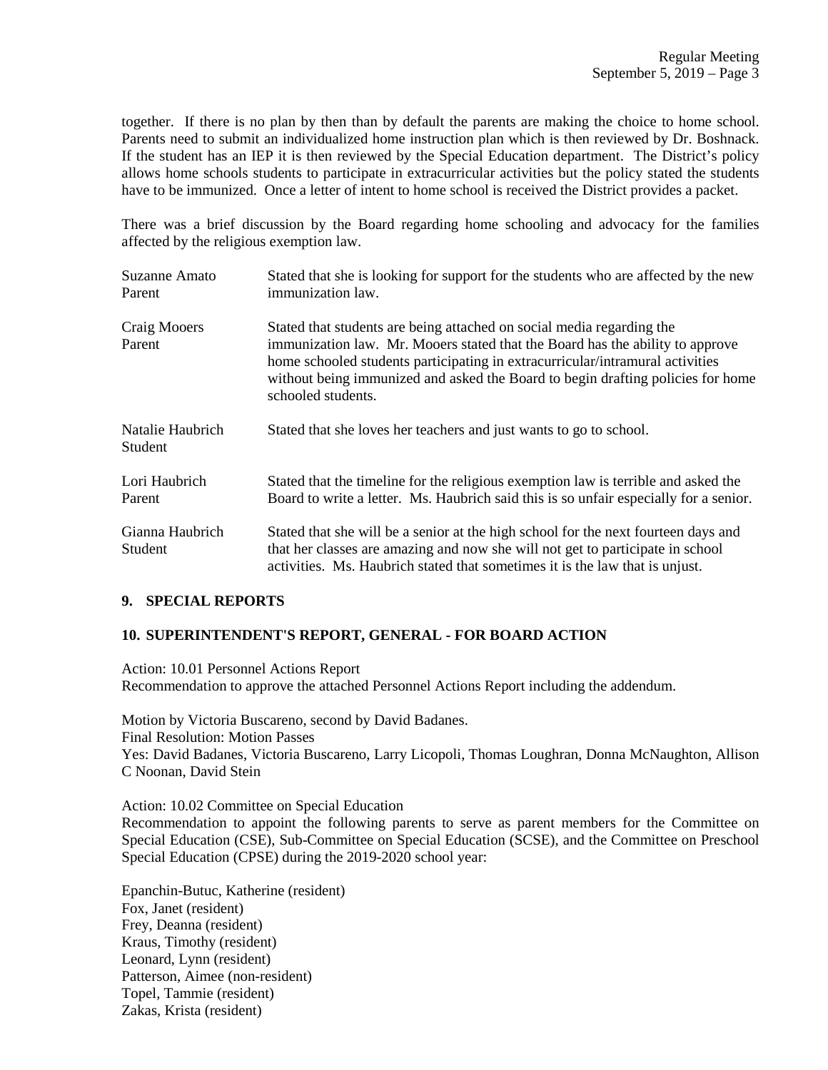together. If there is no plan by then than by default the parents are making the choice to home school. Parents need to submit an individualized home instruction plan which is then reviewed by Dr. Boshnack. If the student has an IEP it is then reviewed by the Special Education department. The District's policy allows home schools students to participate in extracurricular activities but the policy stated the students have to be immunized. Once a letter of intent to home school is received the District provides a packet.

There was a brief discussion by the Board regarding home schooling and advocacy for the families affected by the religious exemption law.

| | |
|---|---|
| Suzanne Amato<br>Parent | Stated that she is looking for support for the students who are affected by the new immunization law. |
| Craig Mooers<br>Parent | Stated that students are being attached on social media regarding the immunization law. Mr. Mooers stated that the Board has the ability to approve home schooled students participating in extracurricular/intramural activities without being immunized and asked the Board to begin drafting policies for home schooled students. |
| Natalie Haubrich<br>Student | Stated that she loves her teachers and just wants to go to school. |
| Lori Haubrich<br>Parent | Stated that the timeline for the religious exemption law is terrible and asked the Board to write a letter. Ms. Haubrich said this is so unfair especially for a senior. |
| Gianna Haubrich<br>Student | Stated that she will be a senior at the high school for the next fourteen days and that her classes are amazing and now she will not get to participate in school activities. Ms. Haubrich stated that sometimes it is the law that is unjust. |

## 9. SPECIAL REPORTS

## 10. SUPERINTENDENT'S REPORT, GENERAL - FOR BOARD ACTION

Action: 10.01 Personnel Actions Report
Recommendation to approve the attached Personnel Actions Report including the addendum.

Motion by Victoria Buscareno, second by David Badanes.
Final Resolution: Motion Passes
Yes: David Badanes, Victoria Buscareno, Larry Licopoli, Thomas Loughran, Donna McNaughton, Allison C Noonan, David Stein

Action: 10.02 Committee on Special Education
Recommendation to appoint the following parents to serve as parent members for the Committee on Special Education (CSE), Sub-Committee on Special Education (SCSE), and the Committee on Preschool Special Education (CPSE) during the 2019-2020 school year:

Epanchin-Butuc, Katherine (resident)
Fox, Janet (resident)
Frey, Deanna (resident)
Kraus, Timothy (resident)
Leonard, Lynn (resident)
Patterson, Aimee (non-resident)
Topel, Tammie (resident)
Zakas, Krista (resident)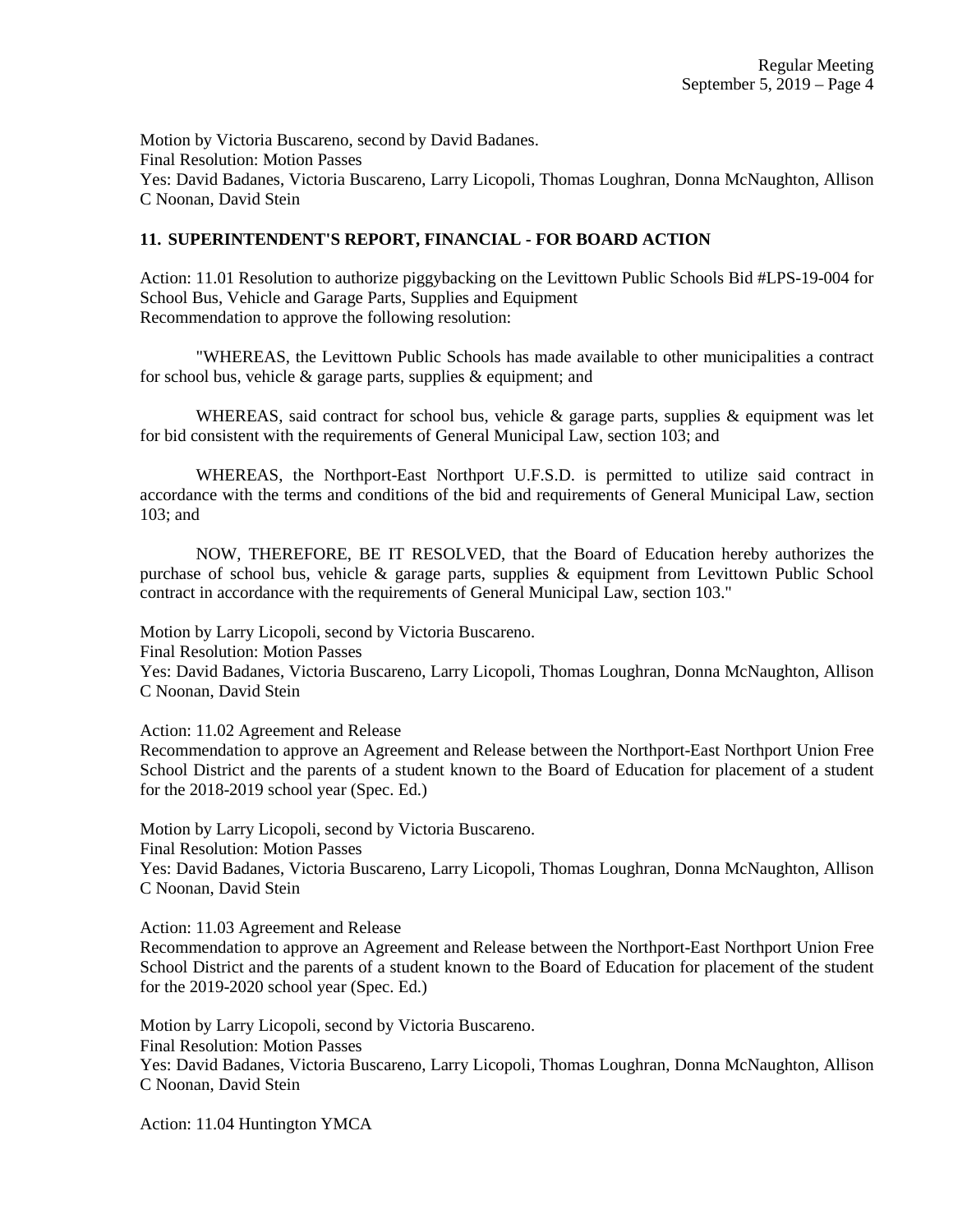Motion by Victoria Buscareno, second by David Badanes.
Final Resolution: Motion Passes
Yes: David Badanes, Victoria Buscareno, Larry Licopoli, Thomas Loughran, Donna McNaughton, Allison C Noonan, David Stein

**11. SUPERINTENDENT'S REPORT, FINANCIAL - FOR BOARD ACTION**

Action: 11.01 Resolution to authorize piggybacking on the Levittown Public Schools Bid #LPS-19-004 for School Bus, Vehicle and Garage Parts, Supplies and Equipment
Recommendation to approve the following resolution:

"WHEREAS, the Levittown Public Schools has made available to other municipalities a contract for school bus, vehicle & garage parts, supplies & equipment; and

WHEREAS, said contract for school bus, vehicle & garage parts, supplies & equipment was let for bid consistent with the requirements of General Municipal Law, section 103; and

WHEREAS, the Northport-East Northport U.F.S.D. is permitted to utilize said contract in accordance with the terms and conditions of the bid and requirements of General Municipal Law, section 103; and

NOW, THEREFORE, BE IT RESOLVED, that the Board of Education hereby authorizes the purchase of school bus, vehicle & garage parts, supplies & equipment from Levittown Public School contract in accordance with the requirements of General Municipal Law, section 103."

Motion by Larry Licopoli, second by Victoria Buscareno.
Final Resolution: Motion Passes
Yes: David Badanes, Victoria Buscareno, Larry Licopoli, Thomas Loughran, Donna McNaughton, Allison C Noonan, David Stein

Action: 11.02 Agreement and Release
Recommendation to approve an Agreement and Release between the Northport-East Northport Union Free School District and the parents of a student known to the Board of Education for placement of a student for the 2018-2019 school year (Spec. Ed.)

Motion by Larry Licopoli, second by Victoria Buscareno.
Final Resolution: Motion Passes
Yes: David Badanes, Victoria Buscareno, Larry Licopoli, Thomas Loughran, Donna McNaughton, Allison C Noonan, David Stein

Action: 11.03 Agreement and Release
Recommendation to approve an Agreement and Release between the Northport-East Northport Union Free School District and the parents of a student known to the Board of Education for placement of the student for the 2019-2020 school year (Spec. Ed.)

Motion by Larry Licopoli, second by Victoria Buscareno.
Final Resolution: Motion Passes
Yes: David Badanes, Victoria Buscareno, Larry Licopoli, Thomas Loughran, Donna McNaughton, Allison C Noonan, David Stein

Action: 11.04 Huntington YMCA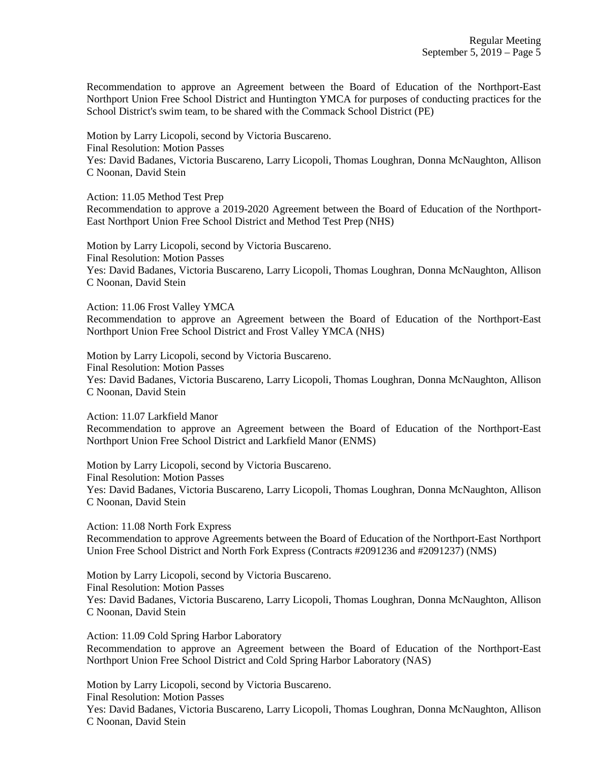Recommendation to approve an Agreement between the Board of Education of the Northport-East Northport Union Free School District and Huntington YMCA for purposes of conducting practices for the School District's swim team, to be shared with the Commack School District (PE)

Motion by Larry Licopoli, second by Victoria Buscareno.
Final Resolution: Motion Passes
Yes: David Badanes, Victoria Buscareno, Larry Licopoli, Thomas Loughran, Donna McNaughton, Allison C Noonan, David Stein

Action: 11.05 Method Test Prep
Recommendation to approve a 2019-2020 Agreement between the Board of Education of the Northport-East Northport Union Free School District and Method Test Prep (NHS)

Motion by Larry Licopoli, second by Victoria Buscareno.
Final Resolution: Motion Passes
Yes: David Badanes, Victoria Buscareno, Larry Licopoli, Thomas Loughran, Donna McNaughton, Allison C Noonan, David Stein

Action: 11.06 Frost Valley YMCA
Recommendation to approve an Agreement between the Board of Education of the Northport-East Northport Union Free School District and Frost Valley YMCA (NHS)

Motion by Larry Licopoli, second by Victoria Buscareno.
Final Resolution: Motion Passes
Yes: David Badanes, Victoria Buscareno, Larry Licopoli, Thomas Loughran, Donna McNaughton, Allison C Noonan, David Stein

Action: 11.07 Larkfield Manor
Recommendation to approve an Agreement between the Board of Education of the Northport-East Northport Union Free School District and Larkfield Manor (ENMS)

Motion by Larry Licopoli, second by Victoria Buscareno.
Final Resolution: Motion Passes
Yes: David Badanes, Victoria Buscareno, Larry Licopoli, Thomas Loughran, Donna McNaughton, Allison C Noonan, David Stein

Action: 11.08 North Fork Express
Recommendation to approve Agreements between the Board of Education of the Northport-East Northport Union Free School District and North Fork Express (Contracts #2091236 and #2091237) (NMS)

Motion by Larry Licopoli, second by Victoria Buscareno.
Final Resolution: Motion Passes
Yes: David Badanes, Victoria Buscareno, Larry Licopoli, Thomas Loughran, Donna McNaughton, Allison C Noonan, David Stein

Action: 11.09 Cold Spring Harbor Laboratory
Recommendation to approve an Agreement between the Board of Education of the Northport-East Northport Union Free School District and Cold Spring Harbor Laboratory (NAS)

Motion by Larry Licopoli, second by Victoria Buscareno.
Final Resolution: Motion Passes
Yes: David Badanes, Victoria Buscareno, Larry Licopoli, Thomas Loughran, Donna McNaughton, Allison C Noonan, David Stein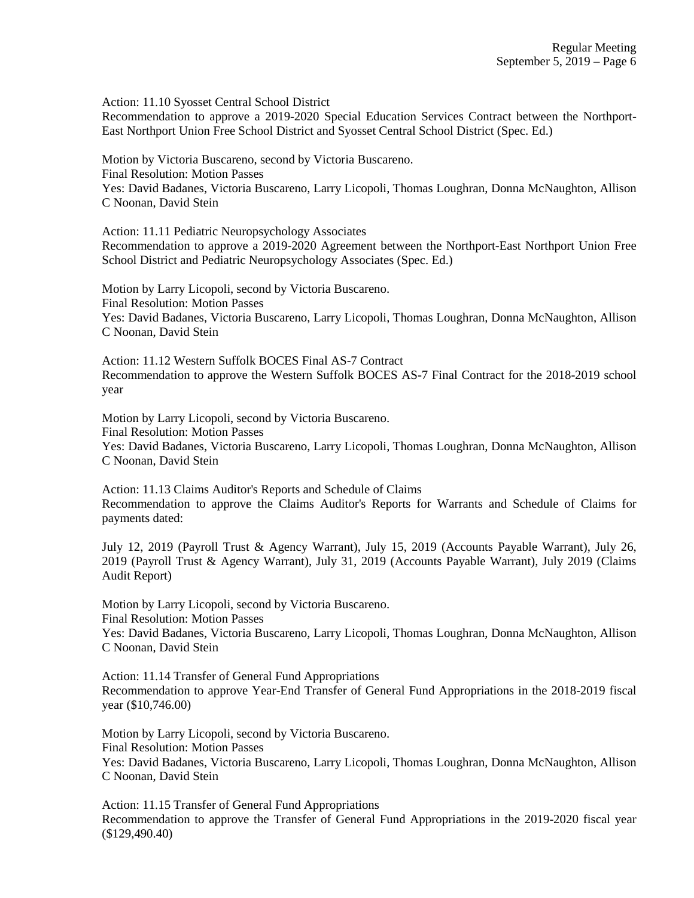Action: 11.10 Syosset Central School District
Recommendation to approve a 2019-2020 Special Education Services Contract between the Northport-East Northport Union Free School District and Syosset Central School District (Spec. Ed.)

Motion by Victoria Buscareno, second by Victoria Buscareno.
Final Resolution: Motion Passes
Yes: David Badanes, Victoria Buscareno, Larry Licopoli, Thomas Loughran, Donna McNaughton, Allison C Noonan, David Stein

Action: 11.11 Pediatric Neuropsychology Associates
Recommendation to approve a 2019-2020 Agreement between the Northport-East Northport Union Free School District and Pediatric Neuropsychology Associates (Spec. Ed.)

Motion by Larry Licopoli, second by Victoria Buscareno.
Final Resolution: Motion Passes
Yes: David Badanes, Victoria Buscareno, Larry Licopoli, Thomas Loughran, Donna McNaughton, Allison C Noonan, David Stein

Action: 11.12 Western Suffolk BOCES Final AS-7 Contract
Recommendation to approve the Western Suffolk BOCES AS-7 Final Contract for the 2018-2019 school year

Motion by Larry Licopoli, second by Victoria Buscareno.
Final Resolution: Motion Passes
Yes: David Badanes, Victoria Buscareno, Larry Licopoli, Thomas Loughran, Donna McNaughton, Allison C Noonan, David Stein

Action: 11.13 Claims Auditor's Reports and Schedule of Claims
Recommendation to approve the Claims Auditor's Reports for Warrants and Schedule of Claims for payments dated:

July 12, 2019 (Payroll Trust & Agency Warrant), July 15, 2019 (Accounts Payable Warrant), July 26, 2019 (Payroll Trust & Agency Warrant), July 31, 2019 (Accounts Payable Warrant), July 2019 (Claims Audit Report)

Motion by Larry Licopoli, second by Victoria Buscareno.
Final Resolution: Motion Passes
Yes: David Badanes, Victoria Buscareno, Larry Licopoli, Thomas Loughran, Donna McNaughton, Allison C Noonan, David Stein

Action: 11.14 Transfer of General Fund Appropriations
Recommendation to approve Year-End Transfer of General Fund Appropriations in the 2018-2019 fiscal year ($10,746.00)

Motion by Larry Licopoli, second by Victoria Buscareno.
Final Resolution: Motion Passes
Yes: David Badanes, Victoria Buscareno, Larry Licopoli, Thomas Loughran, Donna McNaughton, Allison C Noonan, David Stein

Action: 11.15 Transfer of General Fund Appropriations
Recommendation to approve the Transfer of General Fund Appropriations in the 2019-2020 fiscal year ($129,490.40)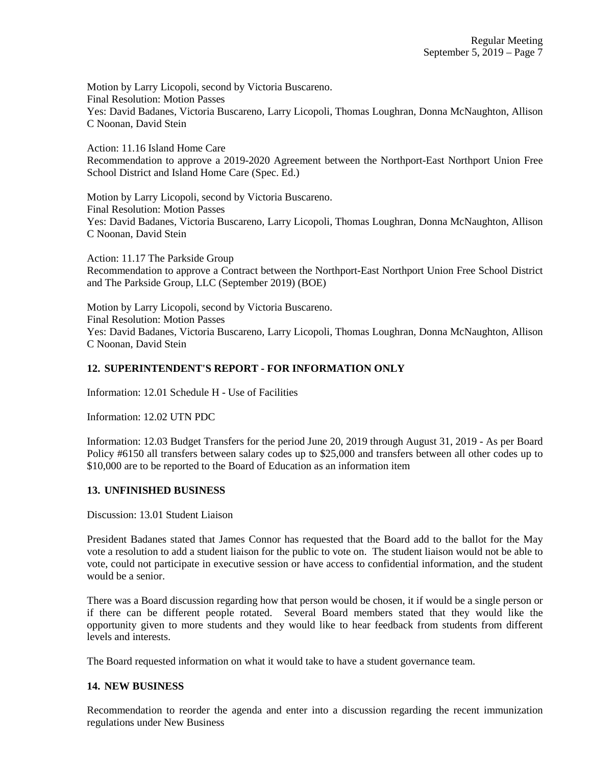Motion by Larry Licopoli, second by Victoria Buscareno.
Final Resolution: Motion Passes
Yes: David Badanes, Victoria Buscareno, Larry Licopoli, Thomas Loughran, Donna McNaughton, Allison C Noonan, David Stein

Action: 11.16 Island Home Care
Recommendation to approve a 2019-2020 Agreement between the Northport-East Northport Union Free School District and Island Home Care (Spec. Ed.)

Motion by Larry Licopoli, second by Victoria Buscareno.
Final Resolution: Motion Passes
Yes: David Badanes, Victoria Buscareno, Larry Licopoli, Thomas Loughran, Donna McNaughton, Allison C Noonan, David Stein

Action: 11.17 The Parkside Group
Recommendation to approve a Contract between the Northport-East Northport Union Free School District and The Parkside Group, LLC (September 2019) (BOE)

Motion by Larry Licopoli, second by Victoria Buscareno.
Final Resolution: Motion Passes
Yes: David Badanes, Victoria Buscareno, Larry Licopoli, Thomas Loughran, Donna McNaughton, Allison C Noonan, David Stein

## 12. SUPERINTENDENT'S REPORT - FOR INFORMATION ONLY

Information: 12.01 Schedule H - Use of Facilities

Information: 12.02 UTN PDC

Information: 12.03 Budget Transfers for the period June 20, 2019 through August 31, 2019 - As per Board Policy #6150 all transfers between salary codes up to $25,000 and transfers between all other codes up to $10,000 are to be reported to the Board of Education as an information item

## 13. UNFINISHED BUSINESS

Discussion: 13.01 Student Liaison

President Badanes stated that James Connor has requested that the Board add to the ballot for the May vote a resolution to add a student liaison for the public to vote on. The student liaison would not be able to vote, could not participate in executive session or have access to confidential information, and the student would be a senior.

There was a Board discussion regarding how that person would be chosen, it if would be a single person or if there can be different people rotated. Several Board members stated that they would like the opportunity given to more students and they would like to hear feedback from students from different levels and interests.

The Board requested information on what it would take to have a student governance team.

## 14. NEW BUSINESS

Recommendation to reorder the agenda and enter into a discussion regarding the recent immunization regulations under New Business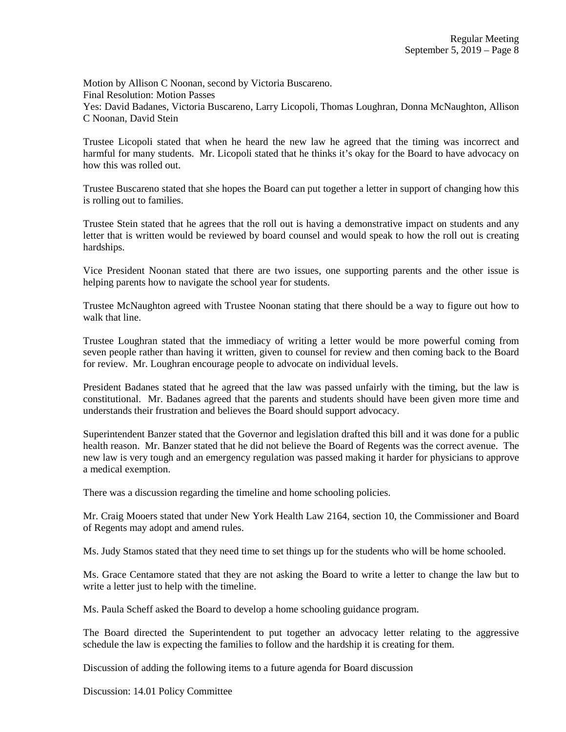Motion by Allison C Noonan, second by Victoria Buscareno.
Final Resolution: Motion Passes
Yes: David Badanes, Victoria Buscareno, Larry Licopoli, Thomas Loughran, Donna McNaughton, Allison C Noonan, David Stein

Trustee Licopoli stated that when he heard the new law he agreed that the timing was incorrect and harmful for many students. Mr. Licopoli stated that he thinks it's okay for the Board to have advocacy on how this was rolled out.

Trustee Buscareno stated that she hopes the Board can put together a letter in support of changing how this is rolling out to families.

Trustee Stein stated that he agrees that the roll out is having a demonstrative impact on students and any letter that is written would be reviewed by board counsel and would speak to how the roll out is creating hardships.

Vice President Noonan stated that there are two issues, one supporting parents and the other issue is helping parents how to navigate the school year for students.

Trustee McNaughton agreed with Trustee Noonan stating that there should be a way to figure out how to walk that line.

Trustee Loughran stated that the immediacy of writing a letter would be more powerful coming from seven people rather than having it written, given to counsel for review and then coming back to the Board for review. Mr. Loughran encourage people to advocate on individual levels.

President Badanes stated that he agreed that the law was passed unfairly with the timing, but the law is constitutional. Mr. Badanes agreed that the parents and students should have been given more time and understands their frustration and believes the Board should support advocacy.

Superintendent Banzer stated that the Governor and legislation drafted this bill and it was done for a public health reason. Mr. Banzer stated that he did not believe the Board of Regents was the correct avenue. The new law is very tough and an emergency regulation was passed making it harder for physicians to approve a medical exemption.

There was a discussion regarding the timeline and home schooling policies.

Mr. Craig Mooers stated that under New York Health Law 2164, section 10, the Commissioner and Board of Regents may adopt and amend rules.

Ms. Judy Stamos stated that they need time to set things up for the students who will be home schooled.

Ms. Grace Centamore stated that they are not asking the Board to write a letter to change the law but to write a letter just to help with the timeline.

Ms. Paula Scheff asked the Board to develop a home schooling guidance program.

The Board directed the Superintendent to put together an advocacy letter relating to the aggressive schedule the law is expecting the families to follow and the hardship it is creating for them.

Discussion of adding the following items to a future agenda for Board discussion

Discussion: 14.01 Policy Committee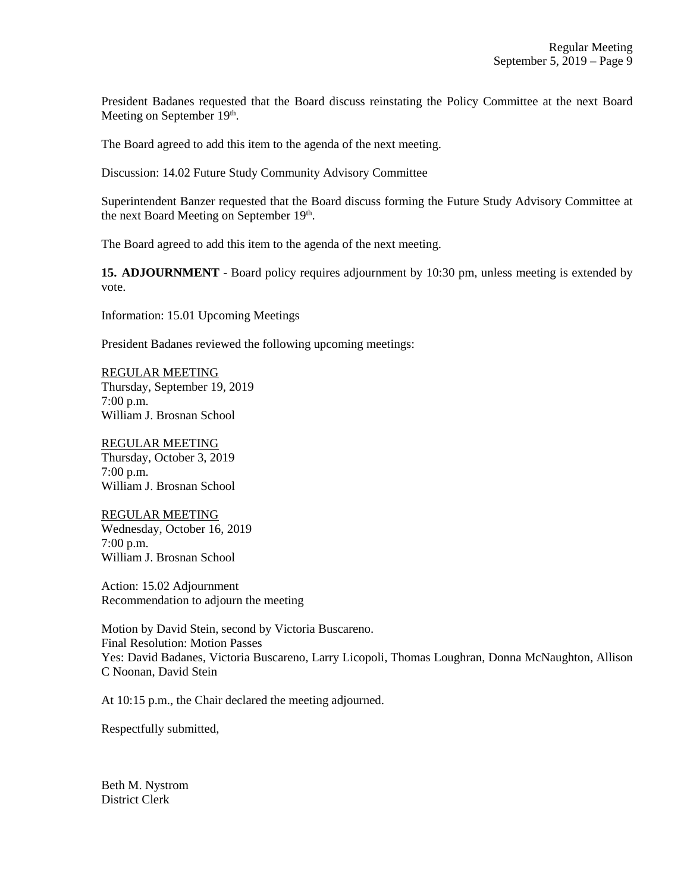President Badanes requested that the Board discuss reinstating the Policy Committee at the next Board Meeting on September 19th.

The Board agreed to add this item to the agenda of the next meeting.

Discussion: 14.02 Future Study Community Advisory Committee

Superintendent Banzer requested that the Board discuss forming the Future Study Advisory Committee at the next Board Meeting on September 19th.

The Board agreed to add this item to the agenda of the next meeting.

**15. ADJOURNMENT** - Board policy requires adjournment by 10:30 pm, unless meeting is extended by vote.

Information: 15.01 Upcoming Meetings

President Badanes reviewed the following upcoming meetings:

<u>REGULAR MEETING</u>
Thursday, September 19, 2019
7:00 p.m.
William J. Brosnan School

<u>REGULAR MEETING</u>
Thursday, October 3, 2019
7:00 p.m.
William J. Brosnan School

<u>REGULAR MEETING</u>
Wednesday, October 16, 2019
7:00 p.m.
William J. Brosnan School

Action: 15.02 Adjournment
Recommendation to adjourn the meeting

Motion by David Stein, second by Victoria Buscareno.
Final Resolution: Motion Passes
Yes: David Badanes, Victoria Buscareno, Larry Licopoli, Thomas Loughran, Donna McNaughton, Allison C Noonan, David Stein

At 10:15 p.m., the Chair declared the meeting adjourned.

Respectfully submitted,

Beth M. Nystrom
District Clerk